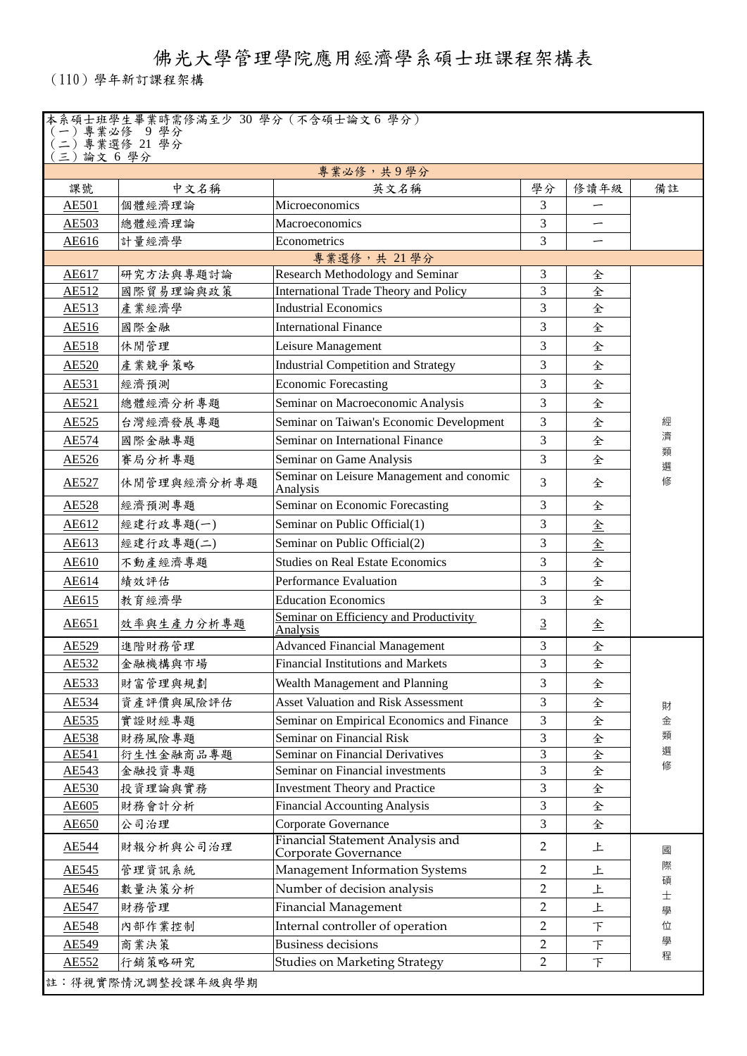# 佛光大學管理學院應用經濟學系碩士班課程架構表

(110)學年新訂課程架構

本系碩士班學生畢業時需修滿至少 30 學分(不含碩士論文 6 學分)
(一)專業必修 9 學分
(二)專業選修 21 學分
(三)論文 6 學分

| 課號 | 中文名稱 | 英文名稱 | 學分 | 修讀年級 | 備註 |
|---|---|---|---|---|---|
| 專業必修,共9學分 | | | | | |
| AE501 | 個體經濟理論 | Microeconomics | 3 | 一 | |
| AE503 | 總體經濟理論 | Macroeconomics | 3 | 一 | |
| AE616 | 計量經濟學 | Econometrics | 3 | 一 | |
| 專業選修,共 21 學分 | | | | | |
| AE617 | 研究方法與專題討論 | Research Methodology and Seminar | 3 | 全 | 經濟類選修 |
| AE512 | 國際貿易理論與政策 | International Trade Theory and Policy | 3 | 全 | |
| AE513 | 產業經濟學 | Industrial Economics | 3 | 全 | |
| AE516 | 國際金融 | International Finance | 3 | 全 | |
| AE518 | 休閒管理 | Leisure Management | 3 | 全 | |
| AE520 | 產業競爭策略 | Industrial Competition and Strategy | 3 | 全 | |
| AE531 | 經濟預測 | Economic Forecasting | 3 | 全 | |
| AE521 | 總體經濟分析專題 | Seminar on Macroeconomic Analysis | 3 | 全 | |
| AE525 | 台灣經濟發展專題 | Seminar on Taiwan's Economic Development | 3 | 全 | |
| AE574 | 國際金融專題 | Seminar on International Finance | 3 | 全 | |
| AE526 | 賽局分析專題 | Seminar on Game Analysis | 3 | 全 | |
| AE527 | 休閒管理與經濟分析專題 | Seminar on Leisure Management and conomic Analysis | 3 | 全 | |
| AE528 | 經濟預測專題 | Seminar on Economic Forecasting | 3 | 全 | |
| AE612 | 經建行政專題(一) | Seminar on Public Official(1) | 3 | 全 | |
| AE613 | 經建行政專題(二) | Seminar on Public Official(2) | 3 | 全 | |
| AE610 | 不動產經濟專題 | Studies on Real Estate Economics | 3 | 全 | |
| AE614 | 績效評估 | Performance Evaluation | 3 | 全 | |
| AE615 | 教育經濟學 | Education Economics | 3 | 全 | |
| AE651 | 效率與生產力分析專題 | Seminar on Efficiency and Productivity Analysis | 3 | 全 | |
| AE529 | 進階財務管理 | Advanced Financial Management | 3 | 全 | 財金類選修 |
| AE532 | 金融機構與市場 | Financial Institutions and Markets | 3 | 全 | |
| AE533 | 財富管理與規劃 | Wealth Management and Planning | 3 | 全 | |
| AE534 | 資產評價與風險評估 | Asset Valuation and Risk Assessment | 3 | 全 | |
| AE535 | 實證財經專題 | Seminar on Empirical Economics and Finance | 3 | 全 | |
| AE538 | 財務風險專題 | Seminar on Financial Risk | 3 | 全 | |
| AE541 | 衍生性金融商品專題 | Seminar on Financial Derivatives | 3 | 全 | |
| AE543 | 金融投資專題 | Seminar on Financial investments | 3 | 全 | |
| AE530 | 投資理論與實務 | Investment Theory and Practice | 3 | 全 | |
| AE605 | 財務會計分析 | Financial Accounting Analysis | 3 | 全 | |
| AE650 | 公司治理 | Corporate Governance | 3 | 全 | |
| AE544 | 財報分析與公司治理 | Financial Statement Analysis and Corporate Governance | 2 | 上 | 國際碩士學位學程 |
| AE545 | 管理資訊系統 | Management Information Systems | 2 | 上 | |
| AE546 | 數量決策分析 | Number of decision analysis | 2 | 上 | |
| AE547 | 財務管理 | Financial Management | 2 | 上 | |
| AE548 | 內部作業控制 | Internal controller of operation | 2 | 下 | |
| AE549 | 商業決策 | Business decisions | 2 | 下 | |
| AE552 | 行銷策略研究 | Studies on Marketing Strategy | 2 | 下 | |

註:得視實際情況調整授課年級與學期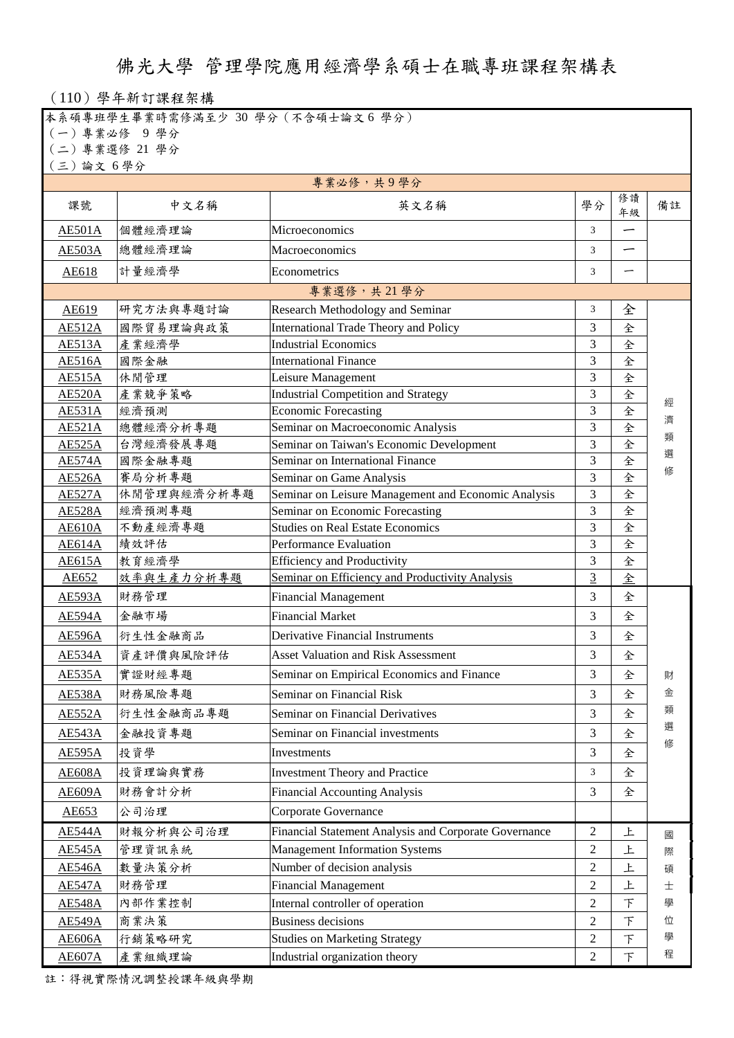# 佛光大學 管理學院應用經濟學系碩士在職專班課程架構表

（110）學年新訂課程架構

本系碩專班學生畢業時需修滿至少 30 學分（不含碩士論文 6 學分）
（一）專業必修 9 學分
（二）專業選修 21 學分
（三）論文 6 學分

| 課號 | 中文名稱 | 英文名稱 | 學分 | 修讀年級 | 備註 |
|---|---|---|---|---|---|
| 專業必修，共 9 學分 | | | | | |
| AE501A | 個體經濟理論 | Microeconomics | 3 | 一 | |
| AE503A | 總體經濟理論 | Macroeconomics | 3 | 一 | |
| AE618 | 計量經濟學 | Econometrics | 3 | 一 | |
| 專業選修，共 21 學分 | | | | | |
| AE619 | 研究方法與專題討論 | Research Methodology and Seminar | 3 | 全 | 經濟類選修 |
| AE512A | 國際貿易理論與政策 | International Trade Theory and Policy | 3 | 全 | |
| AE513A | 產業經濟學 | Industrial Economics | 3 | 全 | |
| AE516A | 國際金融 | International Finance | 3 | 全 | |
| AE515A | 休閒管理 | Leisure Management | 3 | 全 | |
| AE520A | 產業競爭策略 | Industrial Competition and Strategy | 3 | 全 | |
| AE531A | 經濟預測 | Economic Forecasting | 3 | 全 | |
| AE521A | 總體經濟分析專題 | Seminar on Macroeconomic Analysis | 3 | 全 | |
| AE525A | 台灣經濟發展專題 | Seminar on Taiwan's Economic Development | 3 | 全 | |
| AE574A | 國際金融專題 | Seminar on International Finance | 3 | 全 | |
| AE526A | 賽局分析專題 | Seminar on Game Analysis | 3 | 全 | |
| AE527A | 休閒管理與經濟分析專題 | Seminar on Leisure Management and Economic Analysis | 3 | 全 | |
| AE528A | 經濟預測專題 | Seminar on Economic Forecasting | 3 | 全 | |
| AE610A | 不動產經濟專題 | Studies on Real Estate Economics | 3 | 全 | |
| AE614A | 績效評估 | Performance Evaluation | 3 | 全 | |
| AE615A | 教育經濟學 | Efficiency and Productivity | 3 | 全 | |
| AE652 | 效率與生產力分析專題 | Seminar on Efficiency and Productivity Analysis | 3 | 全 | |
| AE593A | 財務管理 | Financial Management | 3 | 全 | 財金類選修 |
| AE594A | 金融市場 | Financial Market | 3 | 全 | |
| AE596A | 衍生性金融商品 | Derivative Financial Instruments | 3 | 全 | |
| AE534A | 資產評價與風險評估 | Asset Valuation and Risk Assessment | 3 | 全 | |
| AE535A | 實證財經專題 | Seminar on Empirical Economics and Finance | 3 | 全 | |
| AE538A | 財務風險專題 | Seminar on Financial Risk | 3 | 全 | |
| AE552A | 衍生性金融商品專題 | Seminar on Financial Derivatives | 3 | 全 | |
| AE543A | 金融投資專題 | Seminar on Financial investments | 3 | 全 | |
| AE595A | 投資學 | Investments | 3 | 全 | |
| AE608A | 投資理論與實務 | Investment Theory and Practice | 3 | 全 | |
| AE609A | 財務會計分析 | Financial Accounting Analysis | 3 | 全 | |
| AE653 | 公司治理 | Corporate Governance | | | |
| AE544A | 財報分析與公司治理 | Financial Statement Analysis and Corporate Governance | 2 | 上 | 國際碩士學位學程 |
| AE545A | 管理資訊系統 | Management Information Systems | 2 | 上 | |
| AE546A | 數量決策分析 | Number of decision analysis | 2 | 上 | |
| AE547A | 財務管理 | Financial Management | 2 | 上 | |
| AE548A | 內部作業控制 | Internal controller of operation | 2 | 下 | |
| AE549A | 商業決策 | Business decisions | 2 | 下 | |
| AE606A | 行銷策略研究 | Studies on Marketing Strategy | 2 | 下 | |
| AE607A | 產業組織理論 | Industrial organization theory | 2 | 下 | |

註：得視實際情況調整授課年級與學期